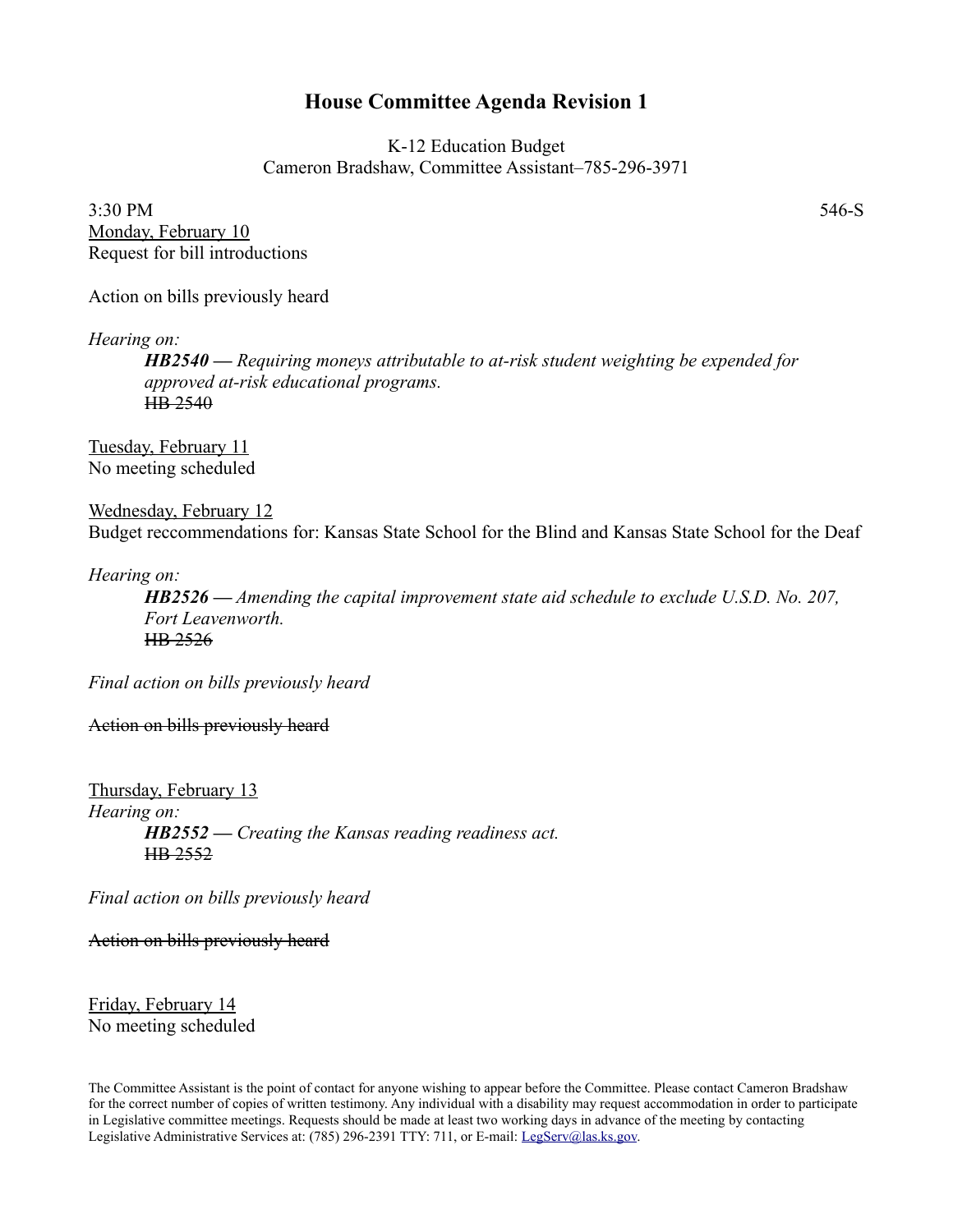# House Committee Agenda Revision 1

K-12 Education Budget
Cameron Bradshaw, Committee Assistant–785-296-3971

3:30 PM 546-S

<u>Monday, February 10</u>
Request for bill introductions

Action on bills previously heard

*Hearing on:*

> ***HB2540* — *Requiring moneys attributable to at-risk student weighting be expended for approved at-risk educational programs.***
> ~~HB 2540~~

<u>Tuesday, February 11</u>
No meeting scheduled

<u>Wednesday, February 12</u>
Budget reccommendations for: Kansas State School for the Blind and Kansas State School for the Deaf

*Hearing on:*

> ***HB2526* — *Amending the capital improvement state aid schedule to exclude U.S.D. No. 207, Fort Leavenworth.***
> ~~HB 2526~~

*Final action on bills previously heard*

~~Action on bills previously heard~~

<u>Thursday, February 13</u>
*Hearing on:*

> ***HB2552* — *Creating the Kansas reading readiness act.***
> ~~HB 2552~~

*Final action on bills previously heard*

~~Action on bills previously heard~~

<u>Friday, February 14</u>
No meeting scheduled

The Committee Assistant is the point of contact for anyone wishing to appear before the Committee. Please contact Cameron Bradshaw for the correct number of copies of written testimony. Any individual with a disability may request accommodation in order to participate in Legislative committee meetings. Requests should be made at least two working days in advance of the meeting by contacting Legislative Administrative Services at: (785) 296-2391 TTY: 711, or E-mail: LegServ@las.ks.gov.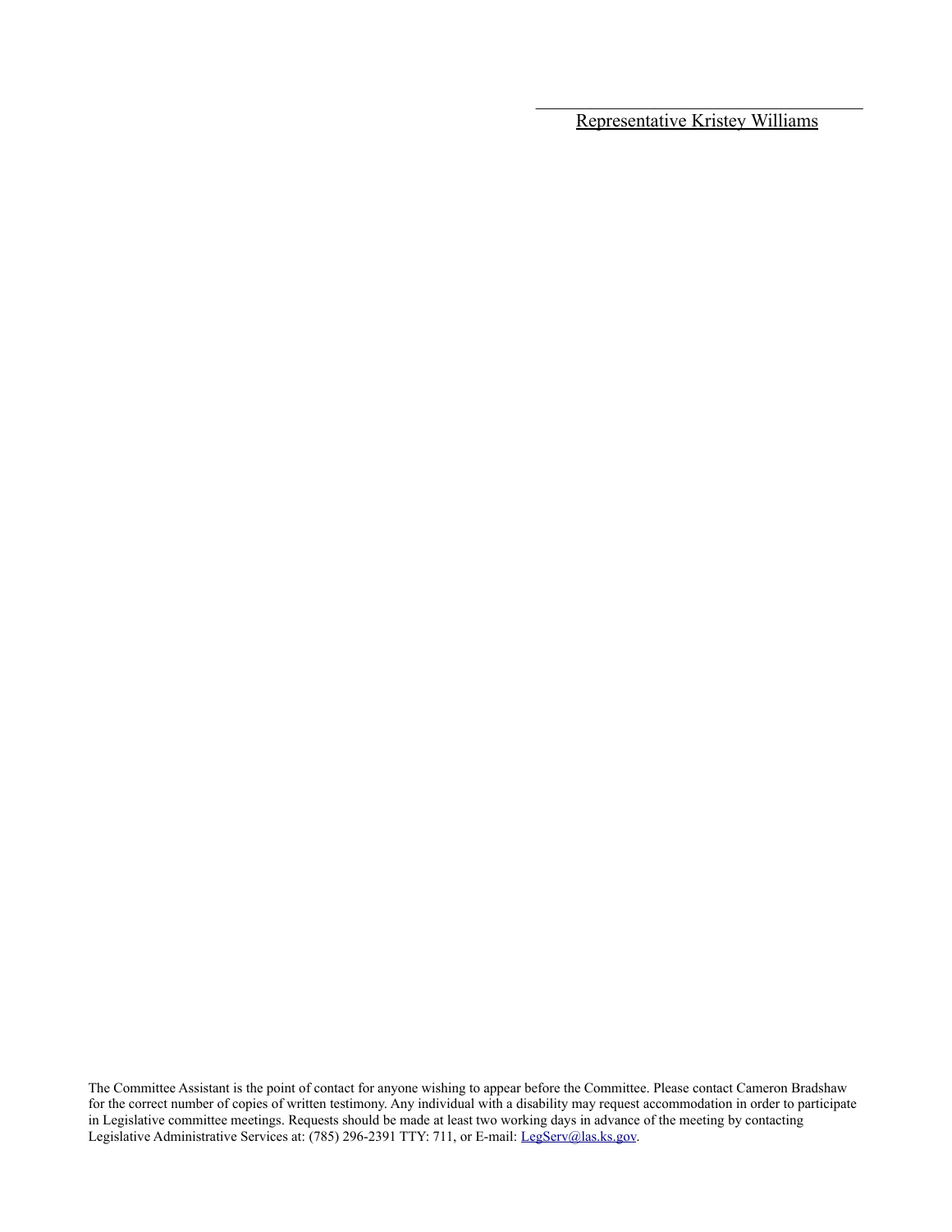\_\_\_\_\_\_\_\_\_\_\_\_\_\_\_\_\_\_\_\_\_\_\_\_\_\_\_\_\_\_\_\_\_\_\_\_\_\_\_\_

Representative Kristey Williams

The Committee Assistant is the point of contact for anyone wishing to appear before the Committee. Please contact Cameron Bradshaw for the correct number of copies of written testimony. Any individual with a disability may request accommodation in order to participate in Legislative committee meetings. Requests should be made at least two working days in advance of the meeting by contacting Legislative Administrative Services at: (785) 296-2391 TTY: 711, or E-mail: LegServ@las.ks.gov.